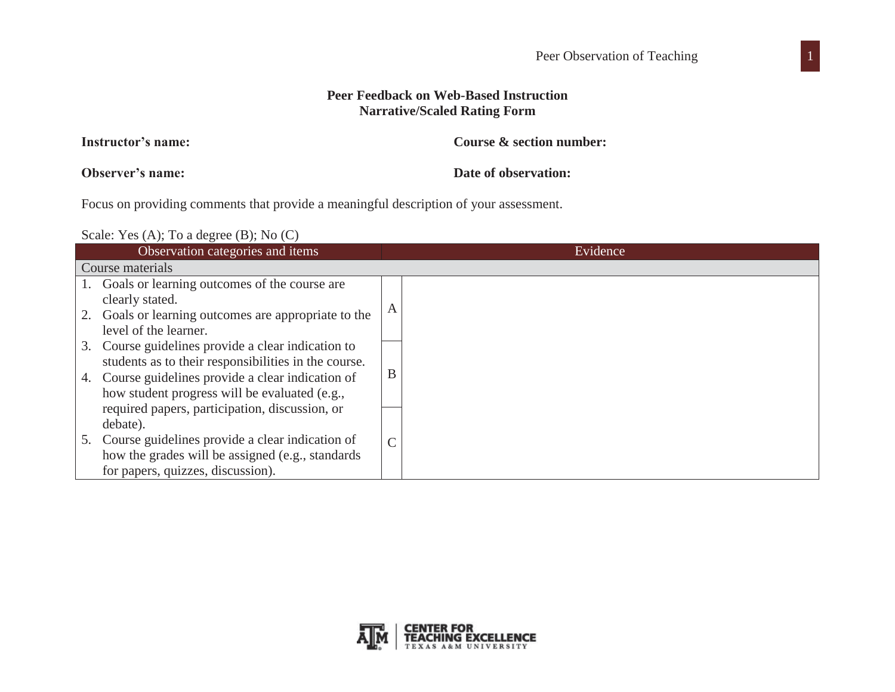**Peer Feedback on Web-Based Instruction**
**Narrative/Scaled Rating Form**

**Instructor's name:** **Course & section number:**

**Observer's name:** **Date of observation:**

Focus on providing comments that provide a meaningful description of your assessment.

Scale: Yes (A); To a degree (B); No (C)

| Observation categories and items | | Evidence |
|---|---|---|
| Course materials | | |
| 1. Goals or learning outcomes of the course are clearly stated.<br>2. Goals or learning outcomes are appropriate to the level of the learner.<br>3. Course guidelines provide a clear indication to students as to their responsibilities in the course.<br>4. Course guidelines provide a clear indication of how student progress will be evaluated (e.g., required papers, participation, discussion, or debate).<br>5. Course guidelines provide a clear indication of how the grades will be assigned (e.g., standards for papers, quizzes, discussion). | A<br>B<br>C | |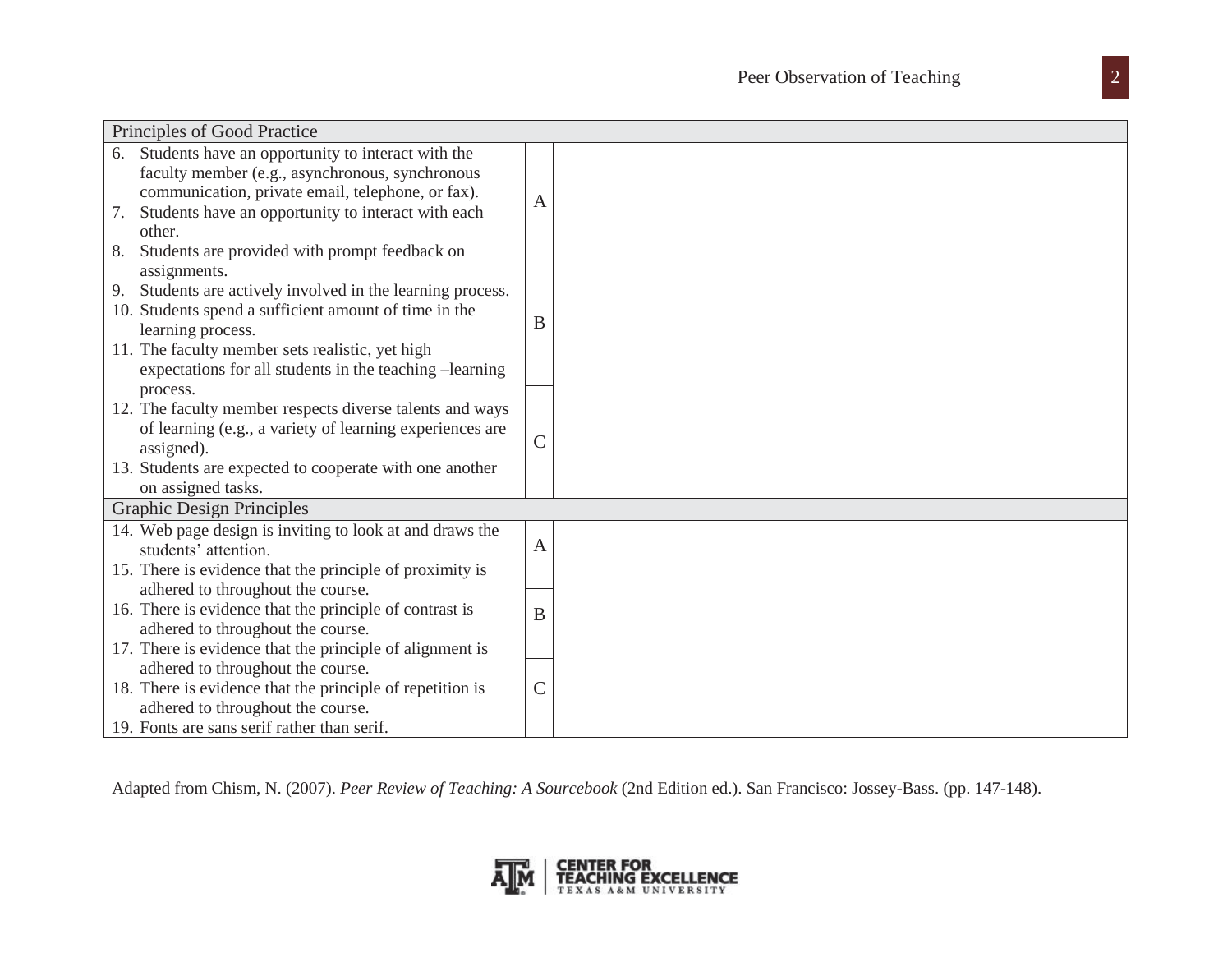| Principles of Good Practice | | |
|---|---|---|
| 6. Students have an opportunity to interact with the faculty member (e.g., asynchronous, synchronous communication, private email, telephone, or fax).<br>7. Students have an opportunity to interact with each other.<br>8. Students are provided with prompt feedback on assignments.<br>9. Students are actively involved in the learning process.<br>10. Students spend a sufficient amount of time in the learning process.<br>11. The faculty member sets realistic, yet high expectations for all students in the teaching –learning process.<br>12. The faculty member respects diverse talents and ways of learning (e.g., a variety of learning experiences are assigned).<br>13. Students are expected to cooperate with one another on assigned tasks. | A<br><br>B<br><br>C | |
| **Graphic Design Principles** | | |
| 14. Web page design is inviting to look at and draws the students' attention.<br>15. There is evidence that the principle of proximity is adhered to throughout the course.<br>16. There is evidence that the principle of contrast is adhered to throughout the course.<br>17. There is evidence that the principle of alignment is adhered to throughout the course.<br>18. There is evidence that the principle of repetition is adhered to throughout the course.<br>19. Fonts are sans serif rather than serif. | A<br><br>B<br><br>C | |

Adapted from Chism, N. (2007). *Peer Review of Teaching: A Sourcebook* (2nd Edition ed.). San Francisco: Jossey-Bass. (pp. 147-148).

CENTER FOR TEACHING EXCELLENCE
TEXAS A&M UNIVERSITY